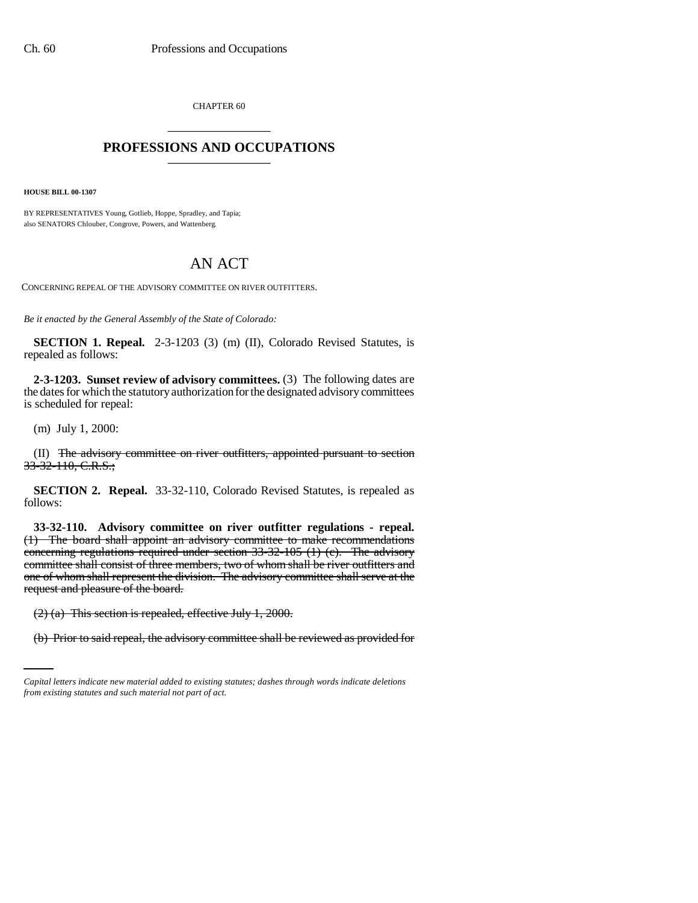CHAPTER 60

# PROFESSIONS AND OCCUPATIONS

**HOUSE BILL 00-1307**

BY REPRESENTATIVES Young, Gotlieb, Hoppe, Spradley, and Tapia;
also SENATORS Chlouber, Congrove, Powers, and Wattenberg.

# AN ACT

CONCERNING REPEAL OF THE ADVISORY COMMITTEE ON RIVER OUTFITTERS.

*Be it enacted by the General Assembly of the State of Colorado:*

**SECTION 1. Repeal.** 2-3-1203 (3) (m) (II), Colorado Revised Statutes, is repealed as follows:

**2-3-1203. Sunset review of advisory committees.** (3) The following dates are the dates for which the statutory authorization for the designated advisory committees is scheduled for repeal:

(m) July 1, 2000:

(II) ~~The advisory committee on river outfitters, appointed pursuant to section 33-32-110, C.R.S.;~~

**SECTION 2. Repeal.** 33-32-110, Colorado Revised Statutes, is repealed as follows:

**33-32-110. Advisory committee on river outfitter regulations - repeal.** ~~(1) The board shall appoint an advisory committee to make recommendations concerning regulations required under section 33-32-105 (1) (c). The advisory committee shall consist of three members, two of whom shall be river outfitters and one of whom shall represent the division. The advisory committee shall serve at the request and pleasure of the board.~~

~~(2) (a) This section is repealed, effective July 1, 2000.~~

~~(b) Prior to said repeal, the advisory committee shall be reviewed as provided for~~

*Capital letters indicate new material added to existing statutes; dashes through words indicate deletions from existing statutes and such material not part of act.*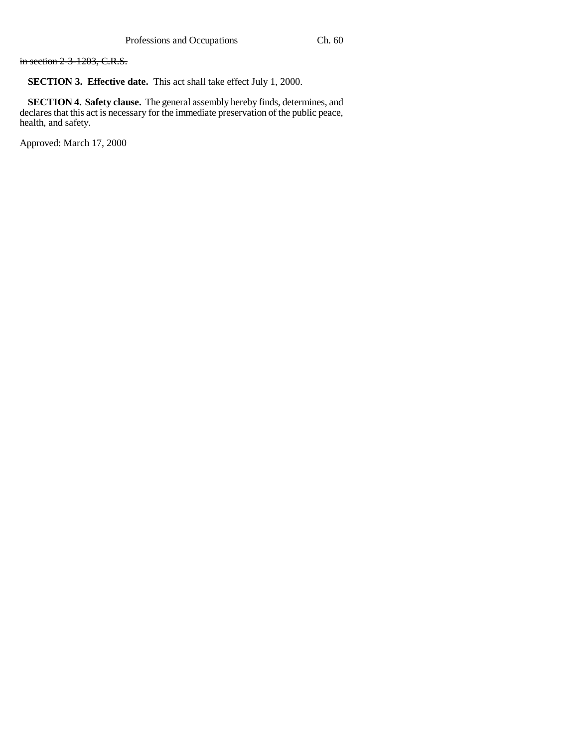~~in section 2-3-1203, C.R.S.~~

**SECTION 3. Effective date.** This act shall take effect July 1, 2000.

**SECTION 4. Safety clause.** The general assembly hereby finds, determines, and declares that this act is necessary for the immediate preservation of the public peace, health, and safety.

Approved: March 17, 2000